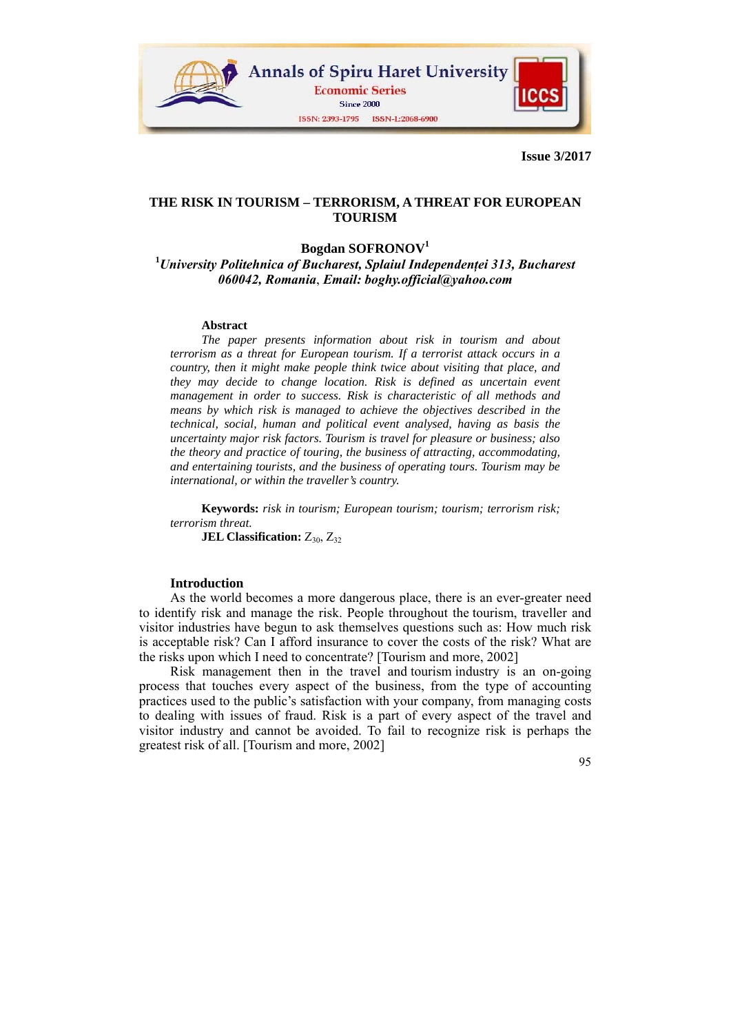**Issue 3/2017**

# THE RISK IN TOURISM – TERRORISM, A THREAT FOR EUROPEAN TOURISM

**Bogdan SOFRONOV**[1]

[1]*University Politehnica of Bucharest, Splaiul Independenței 313, Bucharest 060042, Romania*, *Email: boghy.official@yahoo.com*

**Abstract**

*The paper presents information about risk in tourism and about terrorism as a threat for European tourism. If a terrorist attack occurs in a country, then it might make people think twice about visiting that place, and they may decide to change location. Risk is defined as uncertain event management in order to success. Risk is characteristic of all methods and means by which risk is managed to achieve the objectives described in the technical, social, human and political event analysed, having as basis the uncertainty major risk factors. Tourism is travel for pleasure or business; also the theory and practice of touring, the business of attracting, accommodating, and entertaining tourists, and the business of operating tours. Tourism may be international, or within the traveller's country.*

**Keywords:** *risk in tourism; European tourism; tourism; terrorism risk; terrorism threat.*

**JEL Classification:** $Z_{30}$, $Z_{32}$

## Introduction

As the world becomes a more dangerous place, there is an ever-greater need to identify risk and manage the risk. People throughout the tourism, traveller and visitor industries have begun to ask themselves questions such as: How much risk is acceptable risk? Can I afford insurance to cover the costs of the risk? What are the risks upon which I need to concentrate? [Tourism and more, 2002]

Risk management then in the travel and tourism industry is an on-going process that touches every aspect of the business, from the type of accounting practices used to the public's satisfaction with your company, from managing costs to dealing with issues of fraud. Risk is a part of every aspect of the travel and visitor industry and cannot be avoided. To fail to recognize risk is perhaps the greatest risk of all. [Tourism and more, 2002]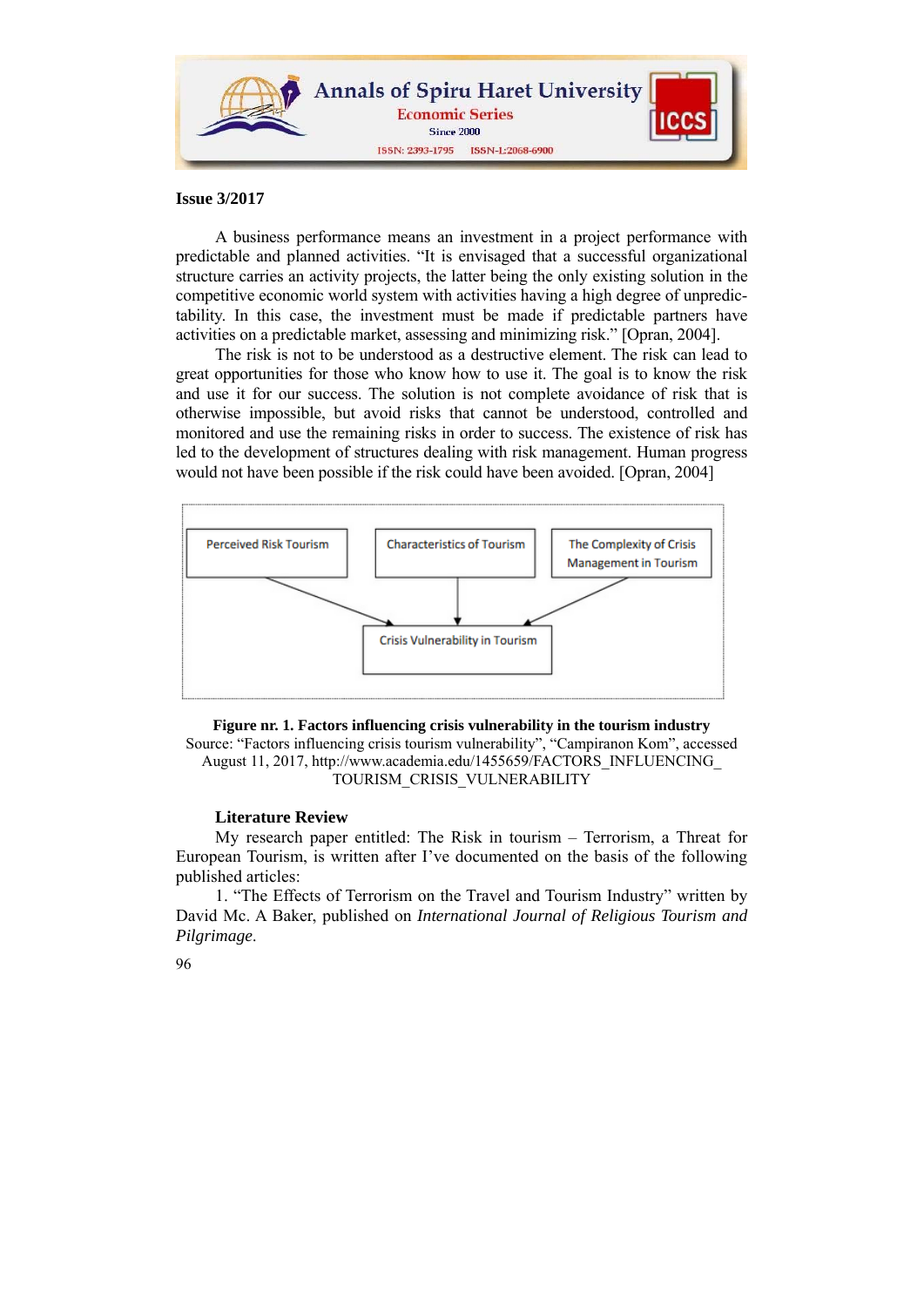A business performance means an investment in a project performance with predictable and planned activities. "It is envisaged that a successful organizational structure carries an activity projects, the latter being the only existing solution in the competitive economic world system with activities having a high degree of unpredictability. In this case, the investment must be made if predictable partners have activities on a predictable market, assessing and minimizing risk." [Opran, 2004].

The risk is not to be understood as a destructive element. The risk can lead to great opportunities for those who know how to use it. The goal is to know the risk and use it for our success. The solution is not complete avoidance of risk that is otherwise impossible, but avoid risks that cannot be understood, controlled and monitored and use the remaining risks in order to success. The existence of risk has led to the development of structures dealing with risk management. Human progress would not have been possible if the risk could have been avoided. [Opran, 2004]

Perceived Risk Tourism → Crisis Vulnerability in Tourism
Characteristics of Tourism → Crisis Vulnerability in Tourism
The Complexity of Crisis Management in Tourism → Crisis Vulnerability in Tourism

**Figure nr. 1. Factors influencing crisis vulnerability in the tourism industry**
Source: "Factors influencing crisis tourism vulnerability", "Campiranon Kom", accessed August 11, 2017, http://www.academia.edu/1455659/FACTORS_INFLUENCING_TOURISM_CRISIS_VULNERABILITY

**Literature Review**

My research paper entitled: The Risk in tourism – Terrorism, a Threat for European Tourism, is written after I've documented on the basis of the following published articles:

1. "The Effects of Terrorism on the Travel and Tourism Industry" written by David Mc. A Baker, published on *International Journal of Religious Tourism and Pilgrimage*.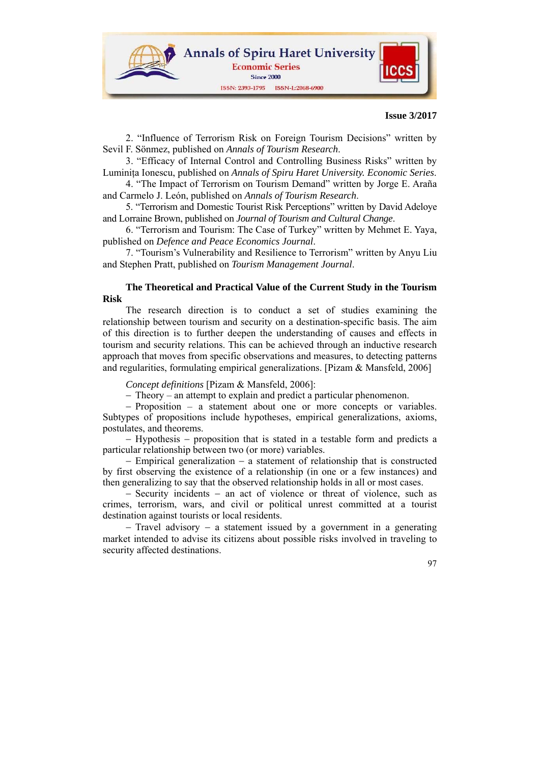2. "Influence of Terrorism Risk on Foreign Tourism Decisions" written by Sevil F. Sönmez, published on *Annals of Tourism Research*.

3. "Efficacy of Internal Control and Controlling Business Risks" written by Luminița Ionescu, published on *Annals of Spiru Haret University. Economic Series*.

4. "The Impact of Terrorism on Tourism Demand" written by Jorge E. Araña and Carmelo J. León, published on *Annals of Tourism Research*.

5. "Terrorism and Domestic Tourist Risk Perceptions" written by David Adeloye and Lorraine Brown, published on *Journal of Tourism and Cultural Change*.

6. "Terrorism and Tourism: The Case of Turkey" written by Mehmet E. Yaya, published on *Defence and Peace Economics Journal*.

7. "Tourism's Vulnerability and Resilience to Terrorism" written by Anyu Liu and Stephen Pratt, published on *Tourism Management Journal*.

**The Theoretical and Practical Value of the Current Study in the Tourism Risk**

The research direction is to conduct a set of studies examining the relationship between tourism and security on a destination-specific basis. The aim of this direction is to further deepen the understanding of causes and effects in tourism and security relations. This can be achieved through an inductive research approach that moves from specific observations and measures, to detecting patterns and regularities, formulating empirical generalizations. [Pizam & Mansfeld, 2006]

*Concept definitions* [Pizam & Mansfeld, 2006]:

– Theory – an attempt to explain and predict a particular phenomenon.

– Proposition – a statement about one or more concepts or variables. Subtypes of propositions include hypotheses, empirical generalizations, axioms, postulates, and theorems.

– Hypothesis – proposition that is stated in a testable form and predicts a particular relationship between two (or more) variables.

– Empirical generalization – a statement of relationship that is constructed by first observing the existence of a relationship (in one or a few instances) and then generalizing to say that the observed relationship holds in all or most cases.

– Security incidents – an act of violence or threat of violence, such as crimes, terrorism, wars, and civil or political unrest committed at a tourist destination against tourists or local residents.

– Travel advisory – a statement issued by a government in a generating market intended to advise its citizens about possible risks involved in traveling to security affected destinations.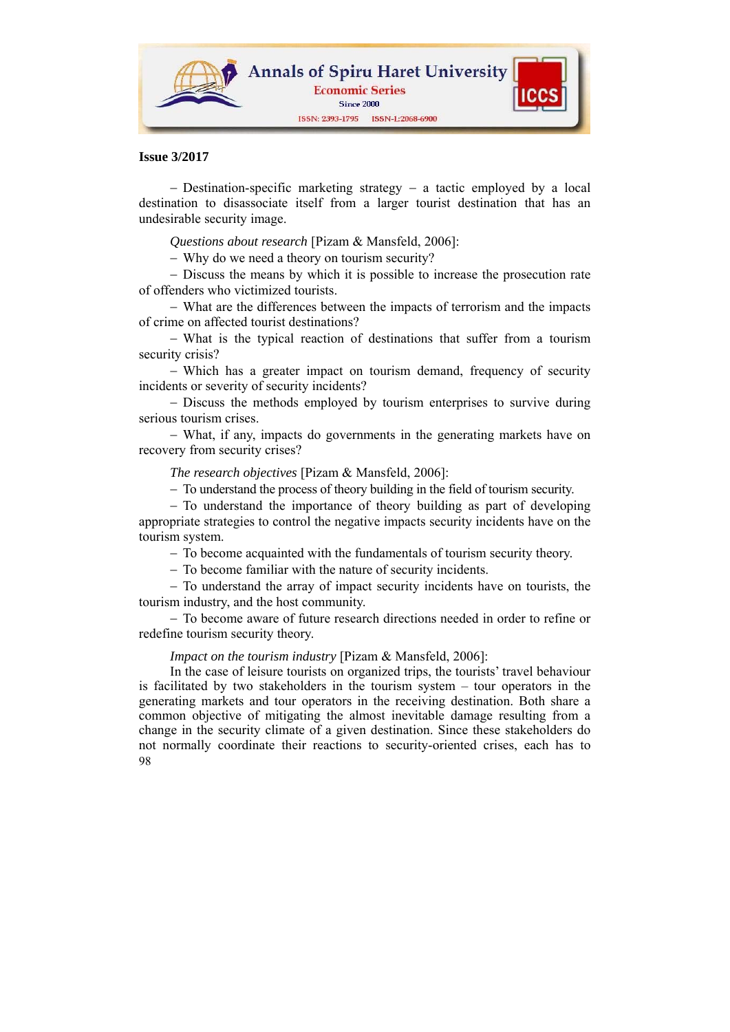– Destination-specific marketing strategy – a tactic employed by a local destination to disassociate itself from a larger tourist destination that has an undesirable security image.

*Questions about research* [Pizam & Mansfeld, 2006]:

– Why do we need a theory on tourism security?

– Discuss the means by which it is possible to increase the prosecution rate of offenders who victimized tourists.

– What are the differences between the impacts of terrorism and the impacts of crime on affected tourist destinations?

– What is the typical reaction of destinations that suffer from a tourism security crisis?

– Which has a greater impact on tourism demand, frequency of security incidents or severity of security incidents?

– Discuss the methods employed by tourism enterprises to survive during serious tourism crises.

– What, if any, impacts do governments in the generating markets have on recovery from security crises?

*The research objectives* [Pizam & Mansfeld, 2006]:

– To understand the process of theory building in the field of tourism security.

– To understand the importance of theory building as part of developing appropriate strategies to control the negative impacts security incidents have on the tourism system.

– To become acquainted with the fundamentals of tourism security theory.

– To become familiar with the nature of security incidents.

– To understand the array of impact security incidents have on tourists, the tourism industry, and the host community.

– To become aware of future research directions needed in order to refine or redefine tourism security theory.

*Impact on the tourism industry* [Pizam & Mansfeld, 2006]:

In the case of leisure tourists on organized trips, the tourists' travel behaviour is facilitated by two stakeholders in the tourism system – tour operators in the generating markets and tour operators in the receiving destination. Both share a common objective of mitigating the almost inevitable damage resulting from a change in the security climate of a given destination. Since these stakeholders do not normally coordinate their reactions to security-oriented crises, each has to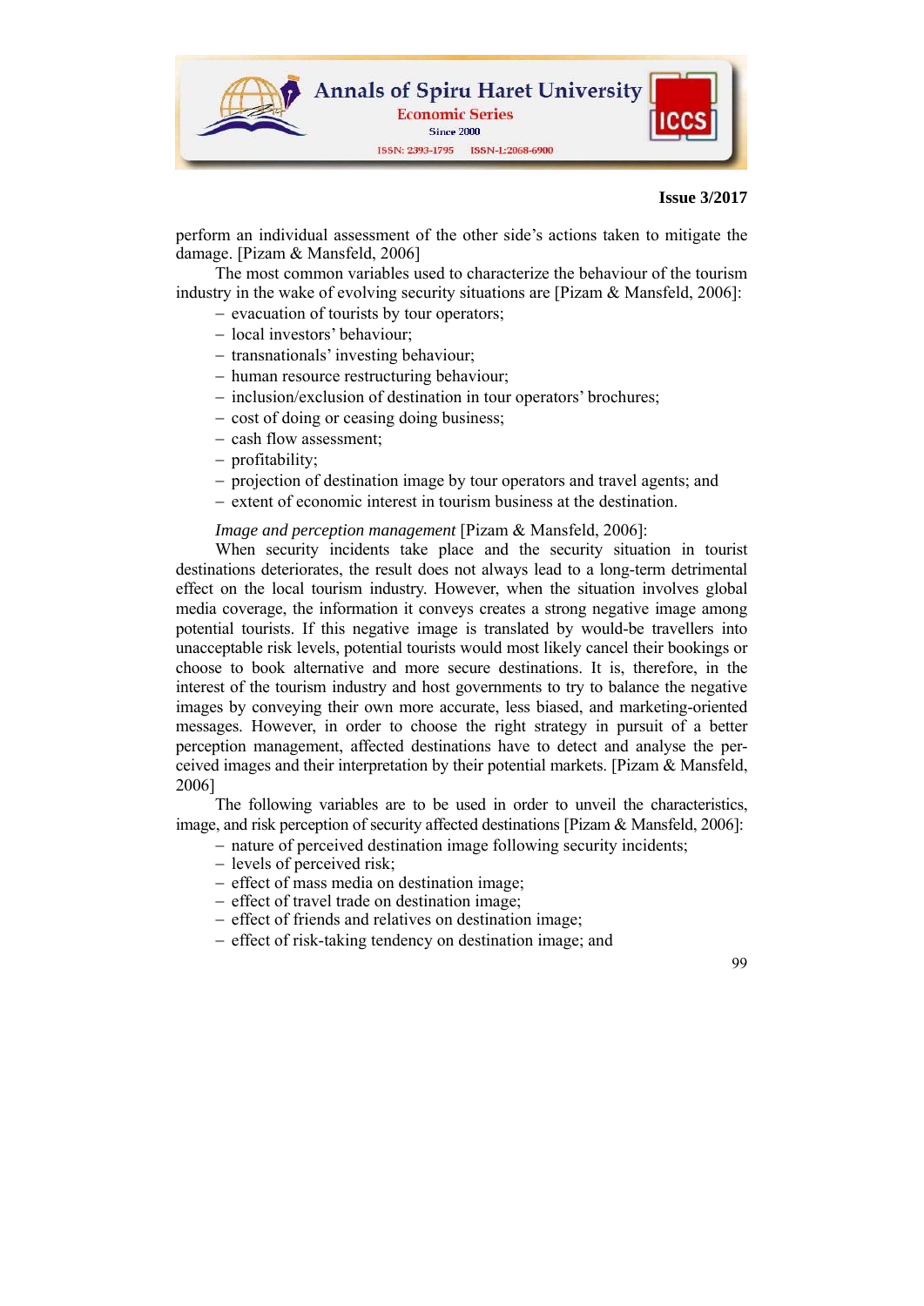perform an individual assessment of the other side's actions taken to mitigate the damage. [Pizam & Mansfeld, 2006]

The most common variables used to characterize the behaviour of the tourism industry in the wake of evolving security situations are [Pizam & Mansfeld, 2006]:

- evacuation of tourists by tour operators;
- local investors' behaviour;
- transnationals' investing behaviour;
- human resource restructuring behaviour;
- inclusion/exclusion of destination in tour operators' brochures;
- cost of doing or ceasing doing business;
- cash flow assessment;
- profitability;
- projection of destination image by tour operators and travel agents; and
- extent of economic interest in tourism business at the destination.

*Image and perception management* [Pizam & Mansfeld, 2006]:

When security incidents take place and the security situation in tourist destinations deteriorates, the result does not always lead to a long-term detrimental effect on the local tourism industry. However, when the situation involves global media coverage, the information it conveys creates a strong negative image among potential tourists. If this negative image is translated by would-be travellers into unacceptable risk levels, potential tourists would most likely cancel their bookings or choose to book alternative and more secure destinations. It is, therefore, in the interest of the tourism industry and host governments to try to balance the negative images by conveying their own more accurate, less biased, and marketing-oriented messages. However, in order to choose the right strategy in pursuit of a better perception management, affected destinations have to detect and analyse the perceived images and their interpretation by their potential markets. [Pizam & Mansfeld, 2006]

The following variables are to be used in order to unveil the characteristics, image, and risk perception of security affected destinations [Pizam & Mansfeld, 2006]:

- nature of perceived destination image following security incidents;
- levels of perceived risk;
- effect of mass media on destination image;
- effect of travel trade on destination image;
- effect of friends and relatives on destination image;
- effect of risk-taking tendency on destination image; and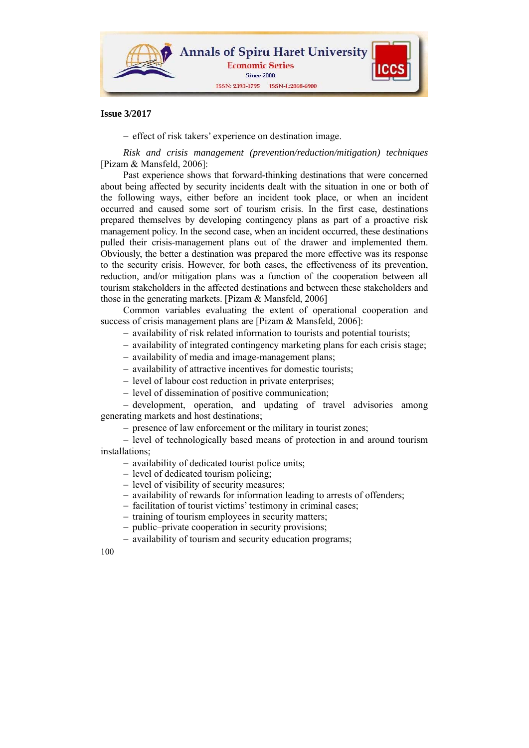– effect of risk takers' experience on destination image.

*Risk and crisis management (prevention/reduction/mitigation) techniques* [Pizam & Mansfeld, 2006]:

Past experience shows that forward-thinking destinations that were concerned about being affected by security incidents dealt with the situation in one or both of the following ways, either before an incident took place, or when an incident occurred and caused some sort of tourism crisis. In the first case, destinations prepared themselves by developing contingency plans as part of a proactive risk management policy. In the second case, when an incident occurred, these destinations pulled their crisis-management plans out of the drawer and implemented them. Obviously, the better a destination was prepared the more effective was its response to the security crisis. However, for both cases, the effectiveness of its prevention, reduction, and/or mitigation plans was a function of the cooperation between all tourism stakeholders in the affected destinations and between these stakeholders and those in the generating markets. [Pizam & Mansfeld, 2006]

Common variables evaluating the extent of operational cooperation and success of crisis management plans are [Pizam & Mansfeld, 2006]:

- availability of risk related information to tourists and potential tourists;
- availability of integrated contingency marketing plans for each crisis stage;
- availability of media and image-management plans;
- availability of attractive incentives for domestic tourists;
- level of labour cost reduction in private enterprises;
- level of dissemination of positive communication;
- development, operation, and updating of travel advisories among generating markets and host destinations;
- presence of law enforcement or the military in tourist zones;
- level of technologically based means of protection in and around tourism installations;
- availability of dedicated tourist police units;
- level of dedicated tourism policing;
- level of visibility of security measures;
- availability of rewards for information leading to arrests of offenders;
- facilitation of tourist victims' testimony in criminal cases;
- training of tourism employees in security matters;
- public–private cooperation in security provisions;
- availability of tourism and security education programs;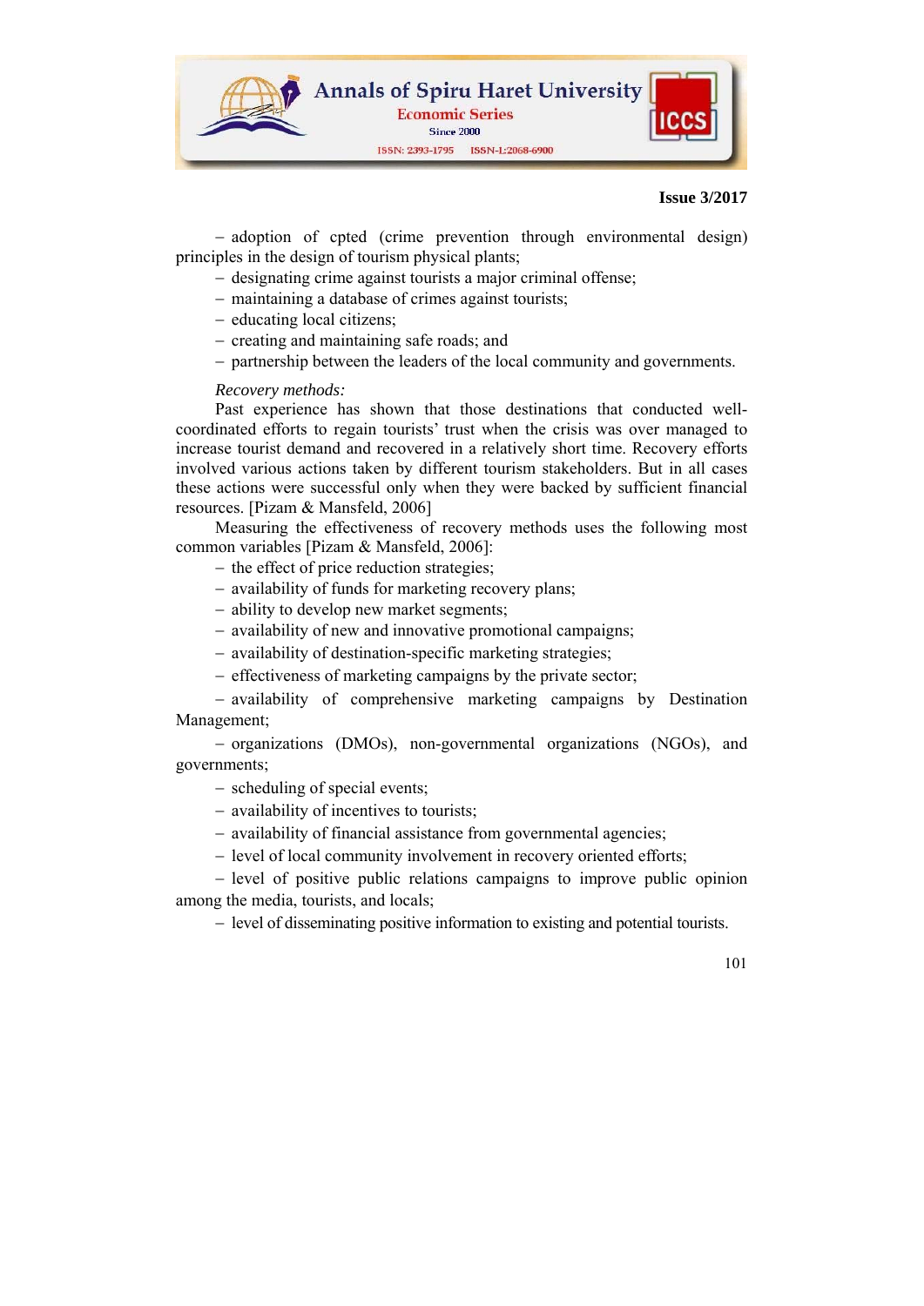– adoption of cpted (crime prevention through environmental design) principles in the design of tourism physical plants;
– designating crime against tourists a major criminal offense;
– maintaining a database of crimes against tourists;
– educating local citizens;
– creating and maintaining safe roads; and
– partnership between the leaders of the local community and governments.

*Recovery methods:*

Past experience has shown that those destinations that conducted well-coordinated efforts to regain tourists' trust when the crisis was over managed to increase tourist demand and recovered in a relatively short time. Recovery efforts involved various actions taken by different tourism stakeholders. But in all cases these actions were successful only when they were backed by sufficient financial resources. [Pizam & Mansfeld, 2006]

Measuring the effectiveness of recovery methods uses the following most common variables [Pizam & Mansfeld, 2006]:

– the effect of price reduction strategies;
– availability of funds for marketing recovery plans;
– ability to develop new market segments;
– availability of new and innovative promotional campaigns;
– availability of destination-specific marketing strategies;
– effectiveness of marketing campaigns by the private sector;
– availability of comprehensive marketing campaigns by Destination Management;
– organizations (DMOs), non-governmental organizations (NGOs), and governments;
– scheduling of special events;
– availability of incentives to tourists;
– availability of financial assistance from governmental agencies;
– level of local community involvement in recovery oriented efforts;
– level of positive public relations campaigns to improve public opinion among the media, tourists, and locals;
– level of disseminating positive information to existing and potential tourists.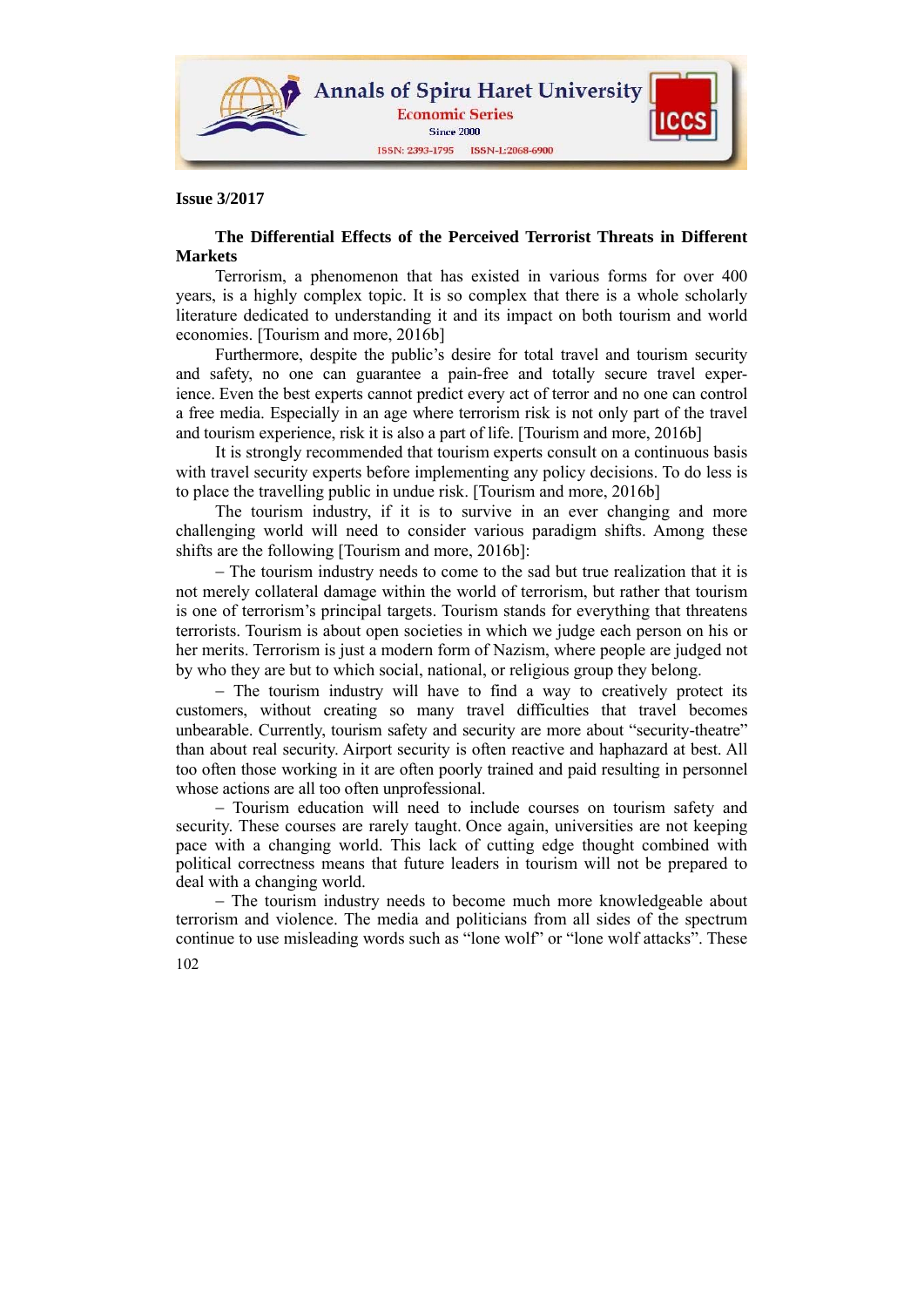**The Differential Effects of the Perceived Terrorist Threats in Different Markets**

Terrorism, a phenomenon that has existed in various forms for over 400 years, is a highly complex topic. It is so complex that there is a whole scholarly literature dedicated to understanding it and its impact on both tourism and world economies. [Tourism and more, 2016b]

Furthermore, despite the public's desire for total travel and tourism security and safety, no one can guarantee a pain-free and totally secure travel experience. Even the best experts cannot predict every act of terror and no one can control a free media. Especially in an age where terrorism risk is not only part of the travel and tourism experience, risk it is also a part of life. [Tourism and more, 2016b]

It is strongly recommended that tourism experts consult on a continuous basis with travel security experts before implementing any policy decisions. To do less is to place the travelling public in undue risk. [Tourism and more, 2016b]

The tourism industry, if it is to survive in an ever changing and more challenging world will need to consider various paradigm shifts. Among these shifts are the following [Tourism and more, 2016b]:

– The tourism industry needs to come to the sad but true realization that it is not merely collateral damage within the world of terrorism, but rather that tourism is one of terrorism's principal targets. Tourism stands for everything that threatens terrorists. Tourism is about open societies in which we judge each person on his or her merits. Terrorism is just a modern form of Nazism, where people are judged not by who they are but to which social, national, or religious group they belong.

– The tourism industry will have to find a way to creatively protect its customers, without creating so many travel difficulties that travel becomes unbearable. Currently, tourism safety and security are more about "security-theatre" than about real security. Airport security is often reactive and haphazard at best. All too often those working in it are often poorly trained and paid resulting in personnel whose actions are all too often unprofessional.

– Tourism education will need to include courses on tourism safety and security. These courses are rarely taught. Once again, universities are not keeping pace with a changing world. This lack of cutting edge thought combined with political correctness means that future leaders in tourism will not be prepared to deal with a changing world.

– The tourism industry needs to become much more knowledgeable about terrorism and violence. The media and politicians from all sides of the spectrum continue to use misleading words such as "lone wolf" or "lone wolf attacks". These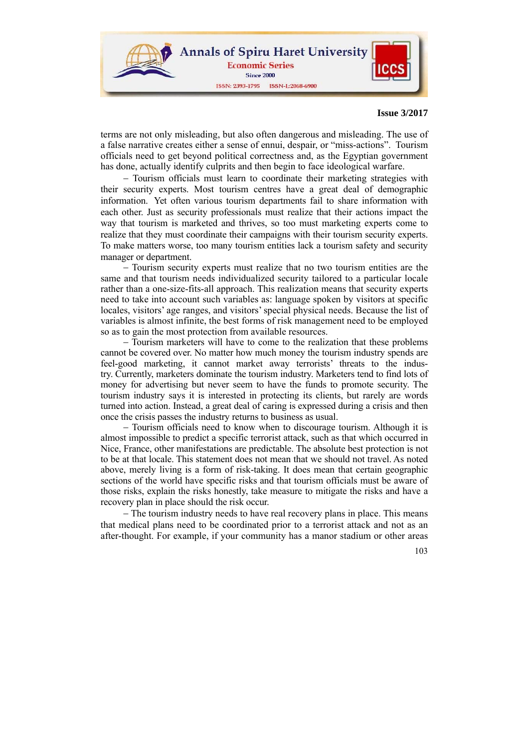terms are not only misleading, but also often dangerous and misleading. The use of a false narrative creates either a sense of ennui, despair, or "miss-actions". Tourism officials need to get beyond political correctness and, as the Egyptian government has done, actually identify culprits and then begin to face ideological warfare.

– Tourism officials must learn to coordinate their marketing strategies with their security experts. Most tourism centres have a great deal of demographic information. Yet often various tourism departments fail to share information with each other. Just as security professionals must realize that their actions impact the way that tourism is marketed and thrives, so too must marketing experts come to realize that they must coordinate their campaigns with their tourism security experts. To make matters worse, too many tourism entities lack a tourism safety and security manager or department.

– Tourism security experts must realize that no two tourism entities are the same and that tourism needs individualized security tailored to a particular locale rather than a one-size-fits-all approach. This realization means that security experts need to take into account such variables as: language spoken by visitors at specific locales, visitors' age ranges, and visitors' special physical needs. Because the list of variables is almost infinite, the best forms of risk management need to be employed so as to gain the most protection from available resources.

– Tourism marketers will have to come to the realization that these problems cannot be covered over. No matter how much money the tourism industry spends are feel-good marketing, it cannot market away terrorists' threats to the industry. Currently, marketers dominate the tourism industry. Marketers tend to find lots of money for advertising but never seem to have the funds to promote security. The tourism industry says it is interested in protecting its clients, but rarely are words turned into action. Instead, a great deal of caring is expressed during a crisis and then once the crisis passes the industry returns to business as usual.

– Tourism officials need to know when to discourage tourism. Although it is almost impossible to predict a specific terrorist attack, such as that which occurred in Nice, France, other manifestations are predictable. The absolute best protection is not to be at that locale. This statement does not mean that we should not travel. As noted above, merely living is a form of risk-taking. It does mean that certain geographic sections of the world have specific risks and that tourism officials must be aware of those risks, explain the risks honestly, take measure to mitigate the risks and have a recovery plan in place should the risk occur.

– The tourism industry needs to have real recovery plans in place. This means that medical plans need to be coordinated prior to a terrorist attack and not as an after-thought. For example, if your community has a manor stadium or other areas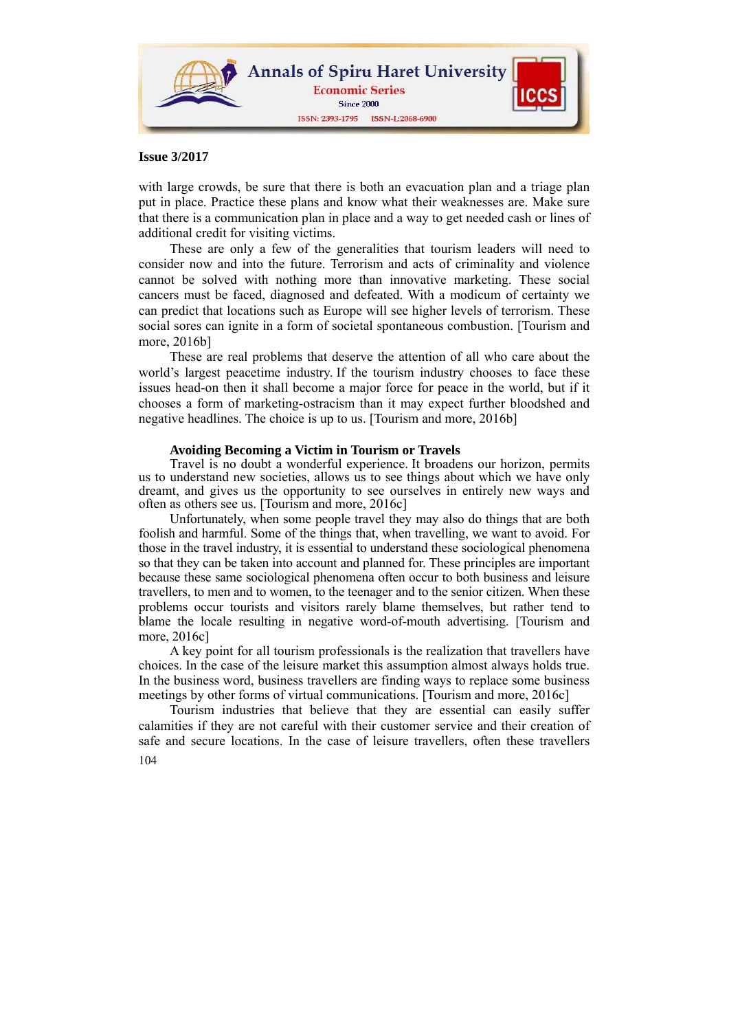with large crowds, be sure that there is both an evacuation plan and a triage plan put in place. Practice these plans and know what their weaknesses are. Make sure that there is a communication plan in place and a way to get needed cash or lines of additional credit for visiting victims.

These are only a few of the generalities that tourism leaders will need to consider now and into the future. Terrorism and acts of criminality and violence cannot be solved with nothing more than innovative marketing. These social cancers must be faced, diagnosed and defeated. With a modicum of certainty we can predict that locations such as Europe will see higher levels of terrorism. These social sores can ignite in a form of societal spontaneous combustion. [Tourism and more, 2016b]

These are real problems that deserve the attention of all who care about the world's largest peacetime industry. If the tourism industry chooses to face these issues head-on then it shall become a major force for peace in the world, but if it chooses a form of marketing-ostracism than it may expect further bloodshed and negative headlines. The choice is up to us. [Tourism and more, 2016b]

**Avoiding Becoming a Victim in Tourism or Travels**

Travel is no doubt a wonderful experience. It broadens our horizon, permits us to understand new societies, allows us to see things about which we have only dreamt, and gives us the opportunity to see ourselves in entirely new ways and often as others see us. [Tourism and more, 2016c]

Unfortunately, when some people travel they may also do things that are both foolish and harmful. Some of the things that, when travelling, we want to avoid. For those in the travel industry, it is essential to understand these sociological phenomena so that they can be taken into account and planned for. These principles are important because these same sociological phenomena often occur to both business and leisure travellers, to men and to women, to the teenager and to the senior citizen. When these problems occur tourists and visitors rarely blame themselves, but rather tend to blame the locale resulting in negative word-of-mouth advertising. [Tourism and more, 2016c]

A key point for all tourism professionals is the realization that travellers have choices. In the case of the leisure market this assumption almost always holds true. In the business word, business travellers are finding ways to replace some business meetings by other forms of virtual communications. [Tourism and more, 2016c]

Tourism industries that believe that they are essential can easily suffer calamities if they are not careful with their customer service and their creation of safe and secure locations. In the case of leisure travellers, often these travellers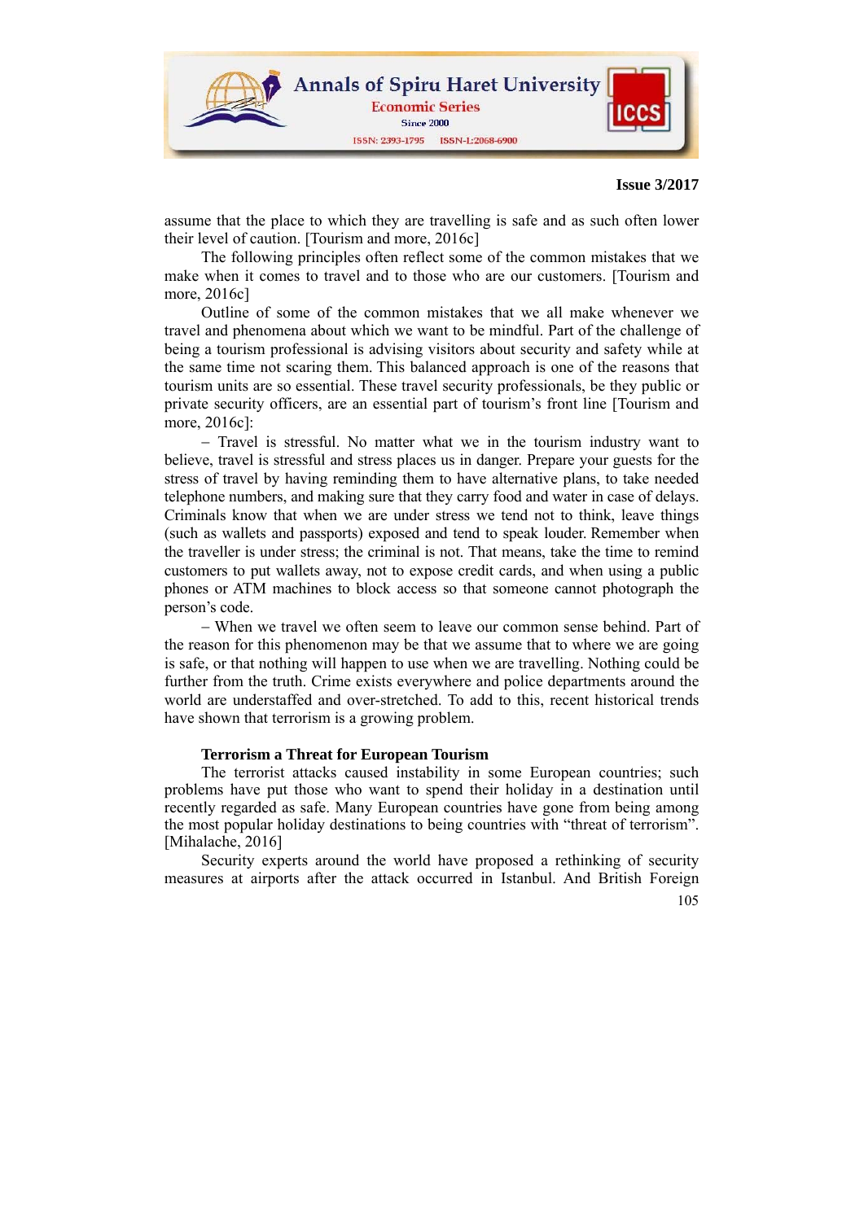assume that the place to which they are travelling is safe and as such often lower their level of caution. [Tourism and more, 2016c]

The following principles often reflect some of the common mistakes that we make when it comes to travel and to those who are our customers. [Tourism and more, 2016c]

Outline of some of the common mistakes that we all make whenever we travel and phenomena about which we want to be mindful. Part of the challenge of being a tourism professional is advising visitors about security and safety while at the same time not scaring them. This balanced approach is one of the reasons that tourism units are so essential. These travel security professionals, be they public or private security officers, are an essential part of tourism's front line [Tourism and more, 2016c]:

– Travel is stressful. No matter what we in the tourism industry want to believe, travel is stressful and stress places us in danger. Prepare your guests for the stress of travel by having reminding them to have alternative plans, to take needed telephone numbers, and making sure that they carry food and water in case of delays. Criminals know that when we are under stress we tend not to think, leave things (such as wallets and passports) exposed and tend to speak louder. Remember when the traveller is under stress; the criminal is not. That means, take the time to remind customers to put wallets away, not to expose credit cards, and when using a public phones or ATM machines to block access so that someone cannot photograph the person's code.

– When we travel we often seem to leave our common sense behind. Part of the reason for this phenomenon may be that we assume that to where we are going is safe, or that nothing will happen to use when we are travelling. Nothing could be further from the truth. Crime exists everywhere and police departments around the world are understaffed and over-stretched. To add to this, recent historical trends have shown that terrorism is a growing problem.

**Terrorism a Threat for European Tourism**

The terrorist attacks caused instability in some European countries; such problems have put those who want to spend their holiday in a destination until recently regarded as safe. Many European countries have gone from being among the most popular holiday destinations to being countries with "threat of terrorism". [Mihalache, 2016]

Security experts around the world have proposed a rethinking of security measures at airports after the attack occurred in Istanbul. And British Foreign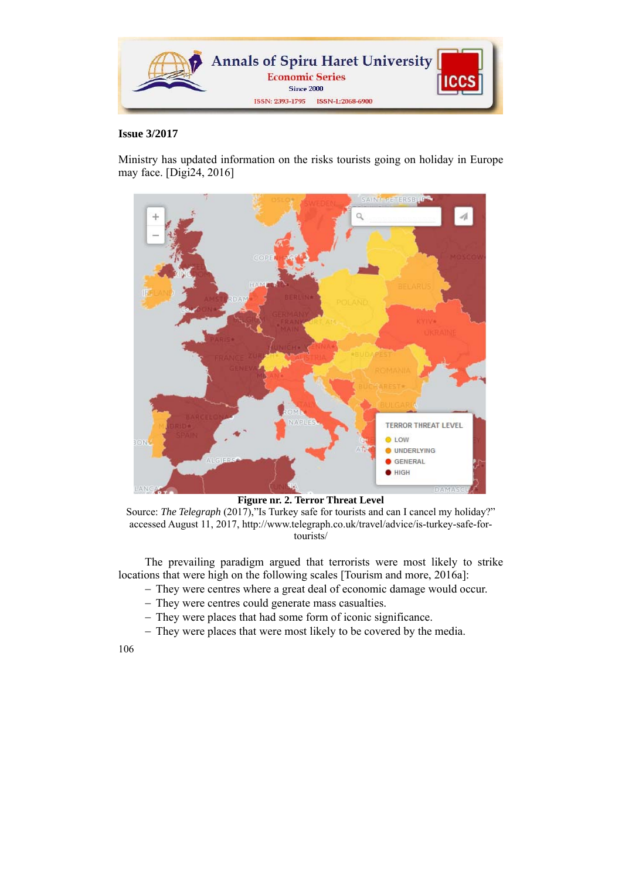Ministry has updated information on the risks tourists going on holiday in Europe may face. [Digi24, 2016]

**Figure nr. 2. Terror Threat Level**

Source: *The Telegraph* (2017),"Is Turkey safe for tourists and can I cancel my holiday?" accessed August 11, 2017, http://www.telegraph.co.uk/travel/advice/is-turkey-safe-for-tourists/

The prevailing paradigm argued that terrorists were most likely to strike locations that were high on the following scales [Tourism and more, 2016a]:

- They were centres where a great deal of economic damage would occur.
- They were centres could generate mass casualties.
- They were places that had some form of iconic significance.
- They were places that were most likely to be covered by the media.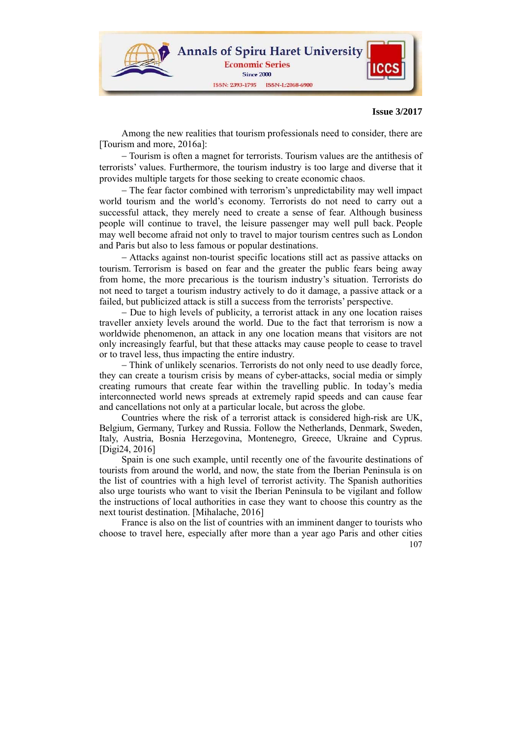Among the new realities that tourism professionals need to consider, there are [Tourism and more, 2016a]:

– Tourism is often a magnet for terrorists. Tourism values are the antithesis of terrorists' values. Furthermore, the tourism industry is too large and diverse that it provides multiple targets for those seeking to create economic chaos.

– The fear factor combined with terrorism's unpredictability may well impact world tourism and the world's economy. Terrorists do not need to carry out a successful attack, they merely need to create a sense of fear. Although business people will continue to travel, the leisure passenger may well pull back. People may well become afraid not only to travel to major tourism centres such as London and Paris but also to less famous or popular destinations.

– Attacks against non-tourist specific locations still act as passive attacks on tourism. Terrorism is based on fear and the greater the public fears being away from home, the more precarious is the tourism industry's situation. Terrorists do not need to target a tourism industry actively to do it damage, a passive attack or a failed, but publicized attack is still a success from the terrorists' perspective.

– Due to high levels of publicity, a terrorist attack in any one location raises traveller anxiety levels around the world. Due to the fact that terrorism is now a worldwide phenomenon, an attack in any one location means that visitors are not only increasingly fearful, but that these attacks may cause people to cease to travel or to travel less, thus impacting the entire industry.

– Think of unlikely scenarios. Terrorists do not only need to use deadly force, they can create a tourism crisis by means of cyber-attacks, social media or simply creating rumours that create fear within the travelling public. In today's media interconnected world news spreads at extremely rapid speeds and can cause fear and cancellations not only at a particular locale, but across the globe.

Countries where the risk of a terrorist attack is considered high-risk are UK, Belgium, Germany, Turkey and Russia. Follow the Netherlands, Denmark, Sweden, Italy, Austria, Bosnia Herzegovina, Montenegro, Greece, Ukraine and Cyprus. [Digi24, 2016]

Spain is one such example, until recently one of the favourite destinations of tourists from around the world, and now, the state from the Iberian Peninsula is on the list of countries with a high level of terrorist activity. The Spanish authorities also urge tourists who want to visit the Iberian Peninsula to be vigilant and follow the instructions of local authorities in case they want to choose this country as the next tourist destination. [Mihalache, 2016]

France is also on the list of countries with an imminent danger to tourists who choose to travel here, especially after more than a year ago Paris and other cities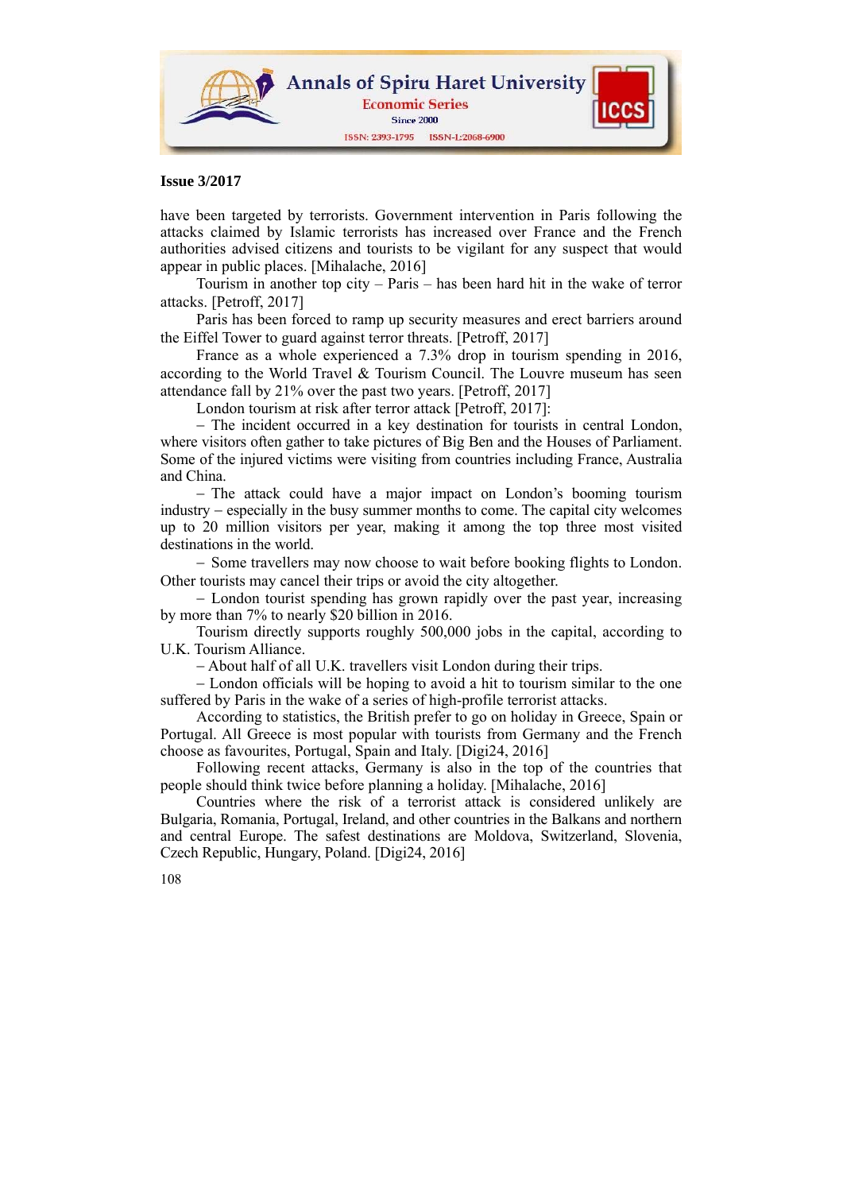have been targeted by terrorists. Government intervention in Paris following the attacks claimed by Islamic terrorists has increased over France and the French authorities advised citizens and tourists to be vigilant for any suspect that would appear in public places. [Mihalache, 2016]

Tourism in another top city – Paris – has been hard hit in the wake of terror attacks. [Petroff, 2017]

Paris has been forced to ramp up security measures and erect barriers around the Eiffel Tower to guard against terror threats. [Petroff, 2017]

France as a whole experienced a 7.3% drop in tourism spending in 2016, according to the World Travel & Tourism Council. The Louvre museum has seen attendance fall by 21% over the past two years. [Petroff, 2017]

London tourism at risk after terror attack [Petroff, 2017]:

– The incident occurred in a key destination for tourists in central London, where visitors often gather to take pictures of Big Ben and the Houses of Parliament. Some of the injured victims were visiting from countries including France, Australia and China.

– The attack could have a major impact on London's booming tourism industry – especially in the busy summer months to come. The capital city welcomes up to 20 million visitors per year, making it among the top three most visited destinations in the world.

– Some travellers may now choose to wait before booking flights to London. Other tourists may cancel their trips or avoid the city altogether.

– London tourist spending has grown rapidly over the past year, increasing by more than 7% to nearly $20 billion in 2016.

Tourism directly supports roughly 500,000 jobs in the capital, according to U.K. Tourism Alliance.

– About half of all U.K. travellers visit London during their trips.

– London officials will be hoping to avoid a hit to tourism similar to the one suffered by Paris in the wake of a series of high-profile terrorist attacks.

According to statistics, the British prefer to go on holiday in Greece, Spain or Portugal. All Greece is most popular with tourists from Germany and the French choose as favourites, Portugal, Spain and Italy. [Digi24, 2016]

Following recent attacks, Germany is also in the top of the countries that people should think twice before planning a holiday. [Mihalache, 2016]

Countries where the risk of a terrorist attack is considered unlikely are Bulgaria, Romania, Portugal, Ireland, and other countries in the Balkans and northern and central Europe. The safest destinations are Moldova, Switzerland, Slovenia, Czech Republic, Hungary, Poland. [Digi24, 2016]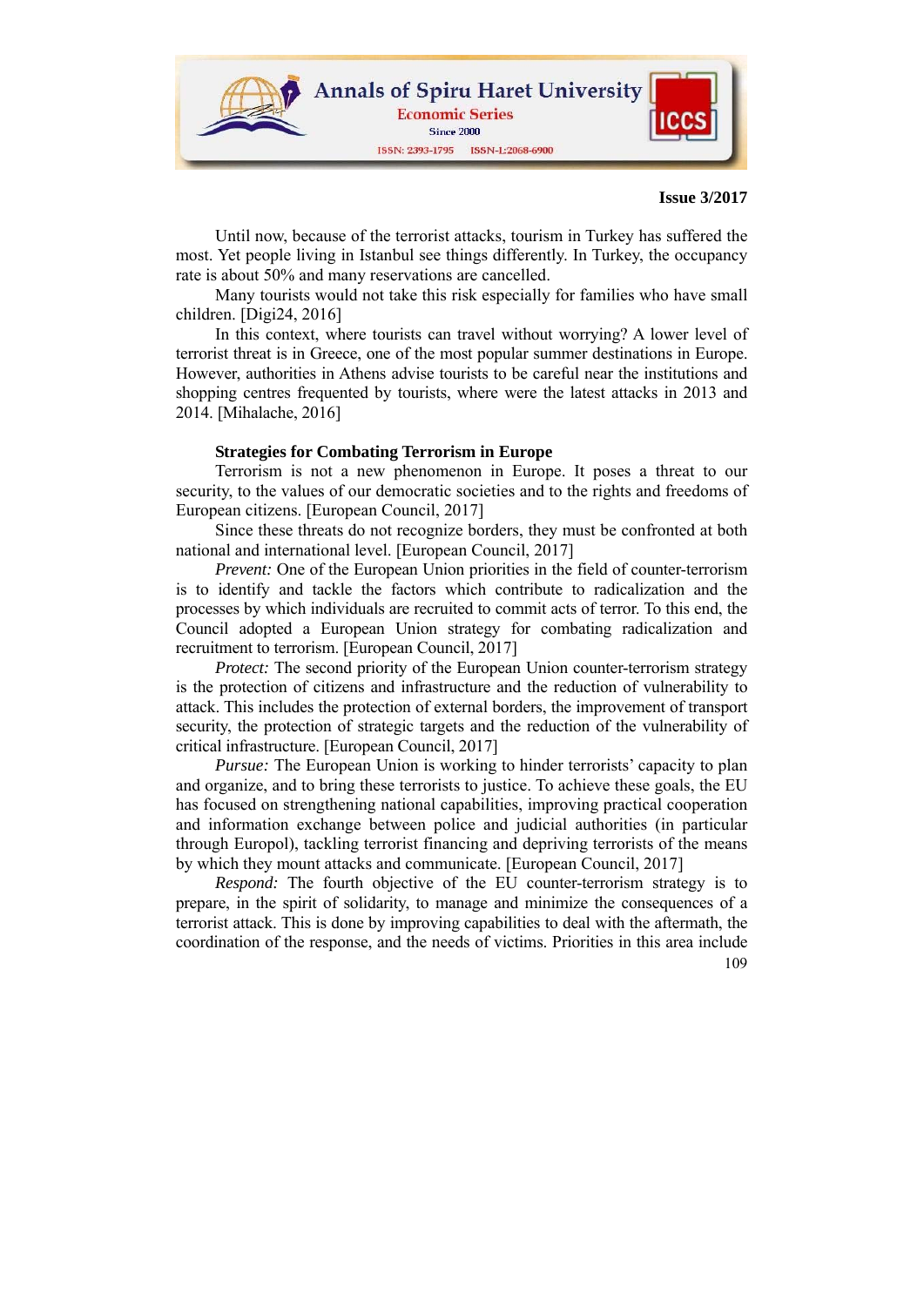Until now, because of the terrorist attacks, tourism in Turkey has suffered the most. Yet people living in Istanbul see things differently. In Turkey, the occupancy rate is about 50% and many reservations are cancelled.

Many tourists would not take this risk especially for families who have small children. [Digi24, 2016]

In this context, where tourists can travel without worrying? A lower level of terrorist threat is in Greece, one of the most popular summer destinations in Europe. However, authorities in Athens advise tourists to be careful near the institutions and shopping centres frequented by tourists, where were the latest attacks in 2013 and 2014. [Mihalache, 2016]

**Strategies for Combating Terrorism in Europe**

Terrorism is not a new phenomenon in Europe. It poses a threat to our security, to the values of our democratic societies and to the rights and freedoms of European citizens. [European Council, 2017]

Since these threats do not recognize borders, they must be confronted at both national and international level. [European Council, 2017]

*Prevent:* One of the European Union priorities in the field of counter-terrorism is to identify and tackle the factors which contribute to radicalization and the processes by which individuals are recruited to commit acts of terror. To this end, the Council adopted a European Union strategy for combating radicalization and recruitment to terrorism. [European Council, 2017]

*Protect:* The second priority of the European Union counter-terrorism strategy is the protection of citizens and infrastructure and the reduction of vulnerability to attack. This includes the protection of external borders, the improvement of transport security, the protection of strategic targets and the reduction of the vulnerability of critical infrastructure. [European Council, 2017]

*Pursue:* The European Union is working to hinder terrorists' capacity to plan and organize, and to bring these terrorists to justice. To achieve these goals, the EU has focused on strengthening national capabilities, improving practical cooperation and information exchange between police and judicial authorities (in particular through Europol), tackling terrorist financing and depriving terrorists of the means by which they mount attacks and communicate. [European Council, 2017]

*Respond:* The fourth objective of the EU counter-terrorism strategy is to prepare, in the spirit of solidarity, to manage and minimize the consequences of a terrorist attack. This is done by improving capabilities to deal with the aftermath, the coordination of the response, and the needs of victims. Priorities in this area include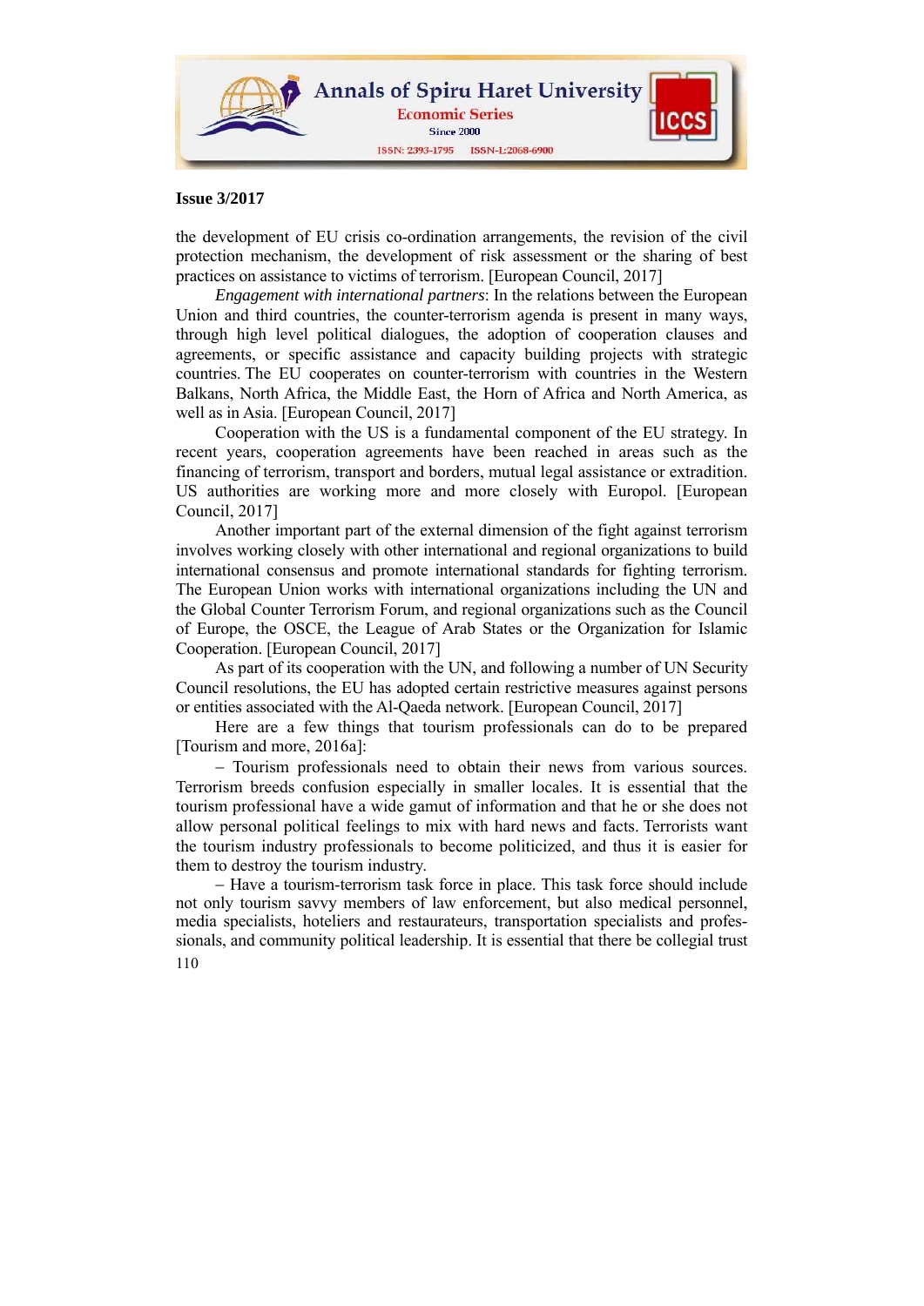the development of EU crisis co-ordination arrangements, the revision of the civil protection mechanism, the development of risk assessment or the sharing of best practices on assistance to victims of terrorism. [European Council, 2017]

*Engagement with international partners*: In the relations between the European Union and third countries, the counter-terrorism agenda is present in many ways, through high level political dialogues, the adoption of cooperation clauses and agreements, or specific assistance and capacity building projects with strategic countries. The EU cooperates on counter-terrorism with countries in the Western Balkans, North Africa, the Middle East, the Horn of Africa and North America, as well as in Asia. [European Council, 2017]

Cooperation with the US is a fundamental component of the EU strategy. In recent years, cooperation agreements have been reached in areas such as the financing of terrorism, transport and borders, mutual legal assistance or extradition. US authorities are working more and more closely with Europol. [European Council, 2017]

Another important part of the external dimension of the fight against terrorism involves working closely with other international and regional organizations to build international consensus and promote international standards for fighting terrorism. The European Union works with international organizations including the UN and the Global Counter Terrorism Forum, and regional organizations such as the Council of Europe, the OSCE, the League of Arab States or the Organization for Islamic Cooperation. [European Council, 2017]

As part of its cooperation with the UN, and following a number of UN Security Council resolutions, the EU has adopted certain restrictive measures against persons or entities associated with the Al-Qaeda network. [European Council, 2017]

Here are a few things that tourism professionals can do to be prepared [Tourism and more, 2016a]:

– Tourism professionals need to obtain their news from various sources. Terrorism breeds confusion especially in smaller locales. It is essential that the tourism professional have a wide gamut of information and that he or she does not allow personal political feelings to mix with hard news and facts. Terrorists want the tourism industry professionals to become politicized, and thus it is easier for them to destroy the tourism industry.

– Have a tourism-terrorism task force in place. This task force should include not only tourism savvy members of law enforcement, but also medical personnel, media specialists, hoteliers and restaurateurs, transportation specialists and professionals, and community political leadership. It is essential that there be collegial trust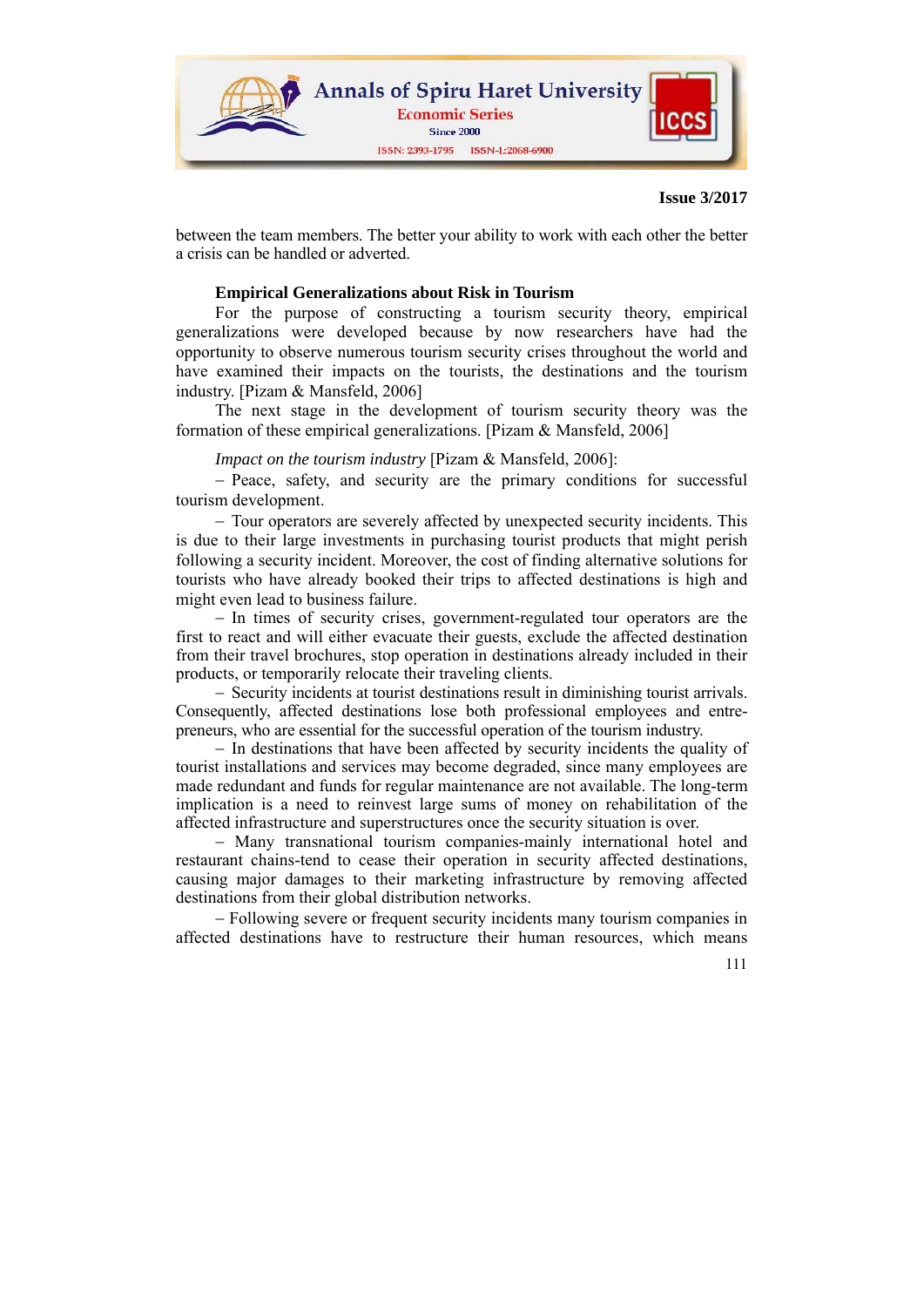between the team members. The better your ability to work with each other the better a crisis can be handled or adverted.

### Empirical Generalizations about Risk in Tourism

For the purpose of constructing a tourism security theory, empirical generalizations were developed because by now researchers have had the opportunity to observe numerous tourism security crises throughout the world and have examined their impacts on the tourists, the destinations and the tourism industry. [Pizam & Mansfeld, 2006]

The next stage in the development of tourism security theory was the formation of these empirical generalizations. [Pizam & Mansfeld, 2006]

*Impact on the tourism industry* [Pizam & Mansfeld, 2006]:

– Peace, safety, and security are the primary conditions for successful tourism development.

– Tour operators are severely affected by unexpected security incidents. This is due to their large investments in purchasing tourist products that might perish following a security incident. Moreover, the cost of finding alternative solutions for tourists who have already booked their trips to affected destinations is high and might even lead to business failure.

– In times of security crises, government-regulated tour operators are the first to react and will either evacuate their guests, exclude the affected destination from their travel brochures, stop operation in destinations already included in their products, or temporarily relocate their traveling clients.

– Security incidents at tourist destinations result in diminishing tourist arrivals. Consequently, affected destinations lose both professional employees and entre-preneurs, who are essential for the successful operation of the tourism industry.

– In destinations that have been affected by security incidents the quality of tourist installations and services may become degraded, since many employees are made redundant and funds for regular maintenance are not available. The long-term implication is a need to reinvest large sums of money on rehabilitation of the affected infrastructure and superstructures once the security situation is over.

– Many transnational tourism companies-mainly international hotel and restaurant chains-tend to cease their operation in security affected destinations, causing major damages to their marketing infrastructure by removing affected destinations from their global distribution networks.

– Following severe or frequent security incidents many tourism companies in affected destinations have to restructure their human resources, which means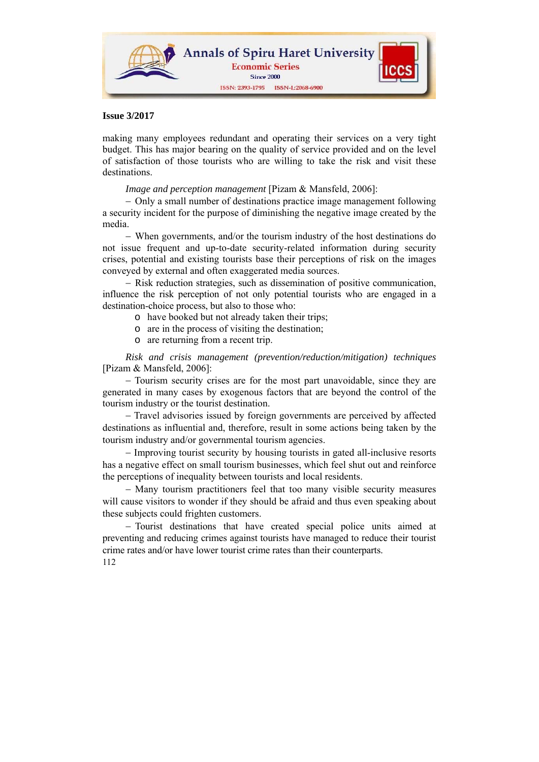making many employees redundant and operating their services on a very tight budget. This has major bearing on the quality of service provided and on the level of satisfaction of those tourists who are willing to take the risk and visit these destinations.

*Image and perception management* [Pizam & Mansfeld, 2006]:

– Only a small number of destinations practice image management following a security incident for the purpose of diminishing the negative image created by the media.

– When governments, and/or the tourism industry of the host destinations do not issue frequent and up-to-date security-related information during security crises, potential and existing tourists base their perceptions of risk on the images conveyed by external and often exaggerated media sources.

– Risk reduction strategies, such as dissemination of positive communication, influence the risk perception of not only potential tourists who are engaged in a destination-choice process, but also to those who:

- have booked but not already taken their trips;
- are in the process of visiting the destination;
- are returning from a recent trip.

*Risk and crisis management (prevention/reduction/mitigation) techniques* [Pizam & Mansfeld, 2006]:

– Tourism security crises are for the most part unavoidable, since they are generated in many cases by exogenous factors that are beyond the control of the tourism industry or the tourist destination.

– Travel advisories issued by foreign governments are perceived by affected destinations as influential and, therefore, result in some actions being taken by the tourism industry and/or governmental tourism agencies.

– Improving tourist security by housing tourists in gated all-inclusive resorts has a negative effect on small tourism businesses, which feel shut out and reinforce the perceptions of inequality between tourists and local residents.

– Many tourism practitioners feel that too many visible security measures will cause visitors to wonder if they should be afraid and thus even speaking about these subjects could frighten customers.

– Tourist destinations that have created special police units aimed at preventing and reducing crimes against tourists have managed to reduce their tourist crime rates and/or have lower tourist crime rates than their counterparts.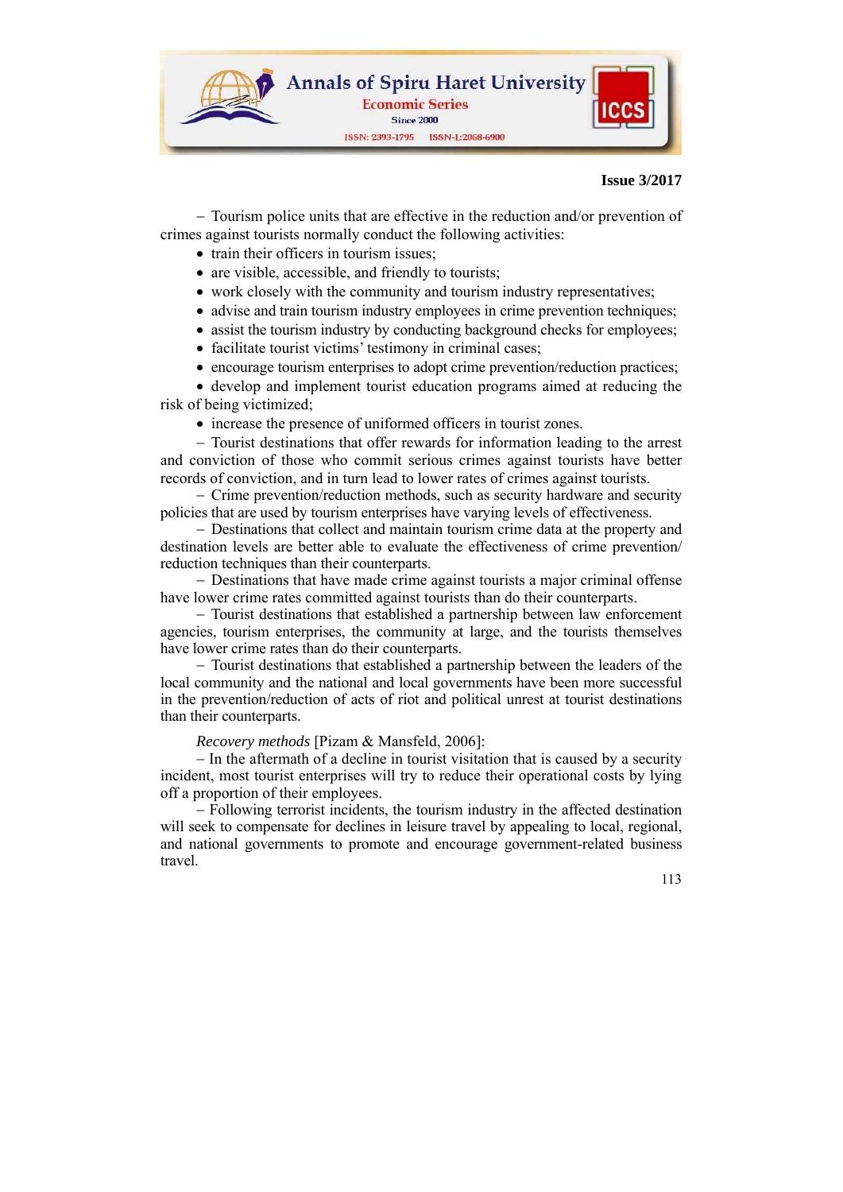– Tourism police units that are effective in the reduction and/or prevention of crimes against tourists normally conduct the following activities:

- train their officers in tourism issues;
- are visible, accessible, and friendly to tourists;
- work closely with the community and tourism industry representatives;
- advise and train tourism industry employees in crime prevention techniques;
- assist the tourism industry by conducting background checks for employees;
- facilitate tourist victims' testimony in criminal cases;
- encourage tourism enterprises to adopt crime prevention/reduction practices;
- develop and implement tourist education programs aimed at reducing the risk of being victimized;
- increase the presence of uniformed officers in tourist zones.

– Tourist destinations that offer rewards for information leading to the arrest and conviction of those who commit serious crimes against tourists have better records of conviction, and in turn lead to lower rates of crimes against tourists.

– Crime prevention/reduction methods, such as security hardware and security policies that are used by tourism enterprises have varying levels of effectiveness.

– Destinations that collect and maintain tourism crime data at the property and destination levels are better able to evaluate the effectiveness of crime prevention/reduction techniques than their counterparts.

– Destinations that have made crime against tourists a major criminal offense have lower crime rates committed against tourists than do their counterparts.

– Tourist destinations that established a partnership between law enforcement agencies, tourism enterprises, the community at large, and the tourists themselves have lower crime rates than do their counterparts.

– Tourist destinations that established a partnership between the leaders of the local community and the national and local governments have been more successful in the prevention/reduction of acts of riot and political unrest at tourist destinations than their counterparts.

*Recovery methods* [Pizam & Mansfeld, 2006]:

– In the aftermath of a decline in tourist visitation that is caused by a security incident, most tourist enterprises will try to reduce their operational costs by lying off a proportion of their employees.

– Following terrorist incidents, the tourism industry in the affected destination will seek to compensate for declines in leisure travel by appealing to local, regional, and national governments to promote and encourage government-related business travel.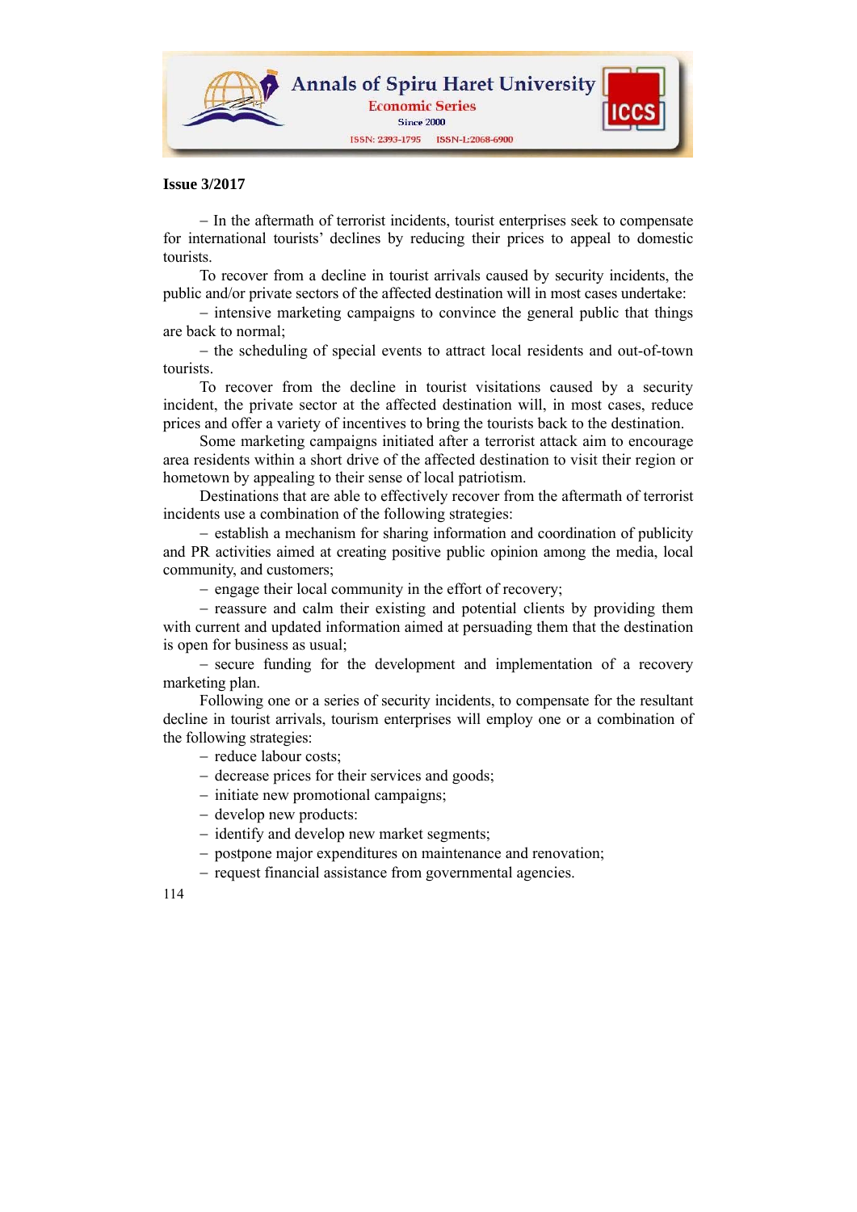– In the aftermath of terrorist incidents, tourist enterprises seek to compensate for international tourists' declines by reducing their prices to appeal to domestic tourists.

To recover from a decline in tourist arrivals caused by security incidents, the public and/or private sectors of the affected destination will in most cases undertake:

– intensive marketing campaigns to convince the general public that things are back to normal;

– the scheduling of special events to attract local residents and out-of-town tourists.

To recover from the decline in tourist visitations caused by a security incident, the private sector at the affected destination will, in most cases, reduce prices and offer a variety of incentives to bring the tourists back to the destination.

Some marketing campaigns initiated after a terrorist attack aim to encourage area residents within a short drive of the affected destination to visit their region or hometown by appealing to their sense of local patriotism.

Destinations that are able to effectively recover from the aftermath of terrorist incidents use a combination of the following strategies:

– establish a mechanism for sharing information and coordination of publicity and PR activities aimed at creating positive public opinion among the media, local community, and customers;

– engage their local community in the effort of recovery;

– reassure and calm their existing and potential clients by providing them with current and updated information aimed at persuading them that the destination is open for business as usual;

– secure funding for the development and implementation of a recovery marketing plan.

Following one or a series of security incidents, to compensate for the resultant decline in tourist arrivals, tourism enterprises will employ one or a combination of the following strategies:

– reduce labour costs;
– decrease prices for their services and goods;
– initiate new promotional campaigns;
– develop new products:
– identify and develop new market segments;
– postpone major expenditures on maintenance and renovation;
– request financial assistance from governmental agencies.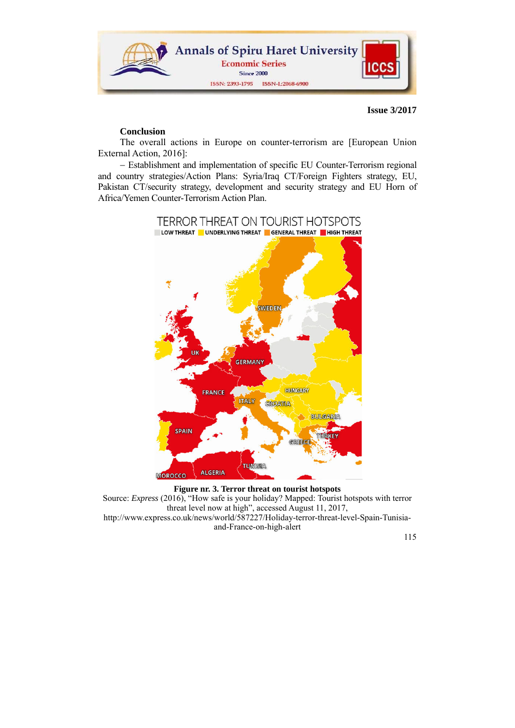## Conclusion

The overall actions in Europe on counter-terrorism are [European Union External Action, 2016]:

– Establishment and implementation of specific EU Counter-Terrorism regional and country strategies/Action Plans: Syria/Iraq CT/Foreign Fighters strategy, EU, Pakistan CT/security strategy, development and security strategy and EU Horn of Africa/Yemen Counter-Terrorism Action Plan.

**Figure nr. 3. Terror threat on tourist hotspots**

Source: *Express* (2016), "How safe is your holiday? Mapped: Tourist hotspots with terror threat level now at high", accessed August 11, 2017, http://www.express.co.uk/news/world/587227/Holiday-terror-threat-level-Spain-Tunisia-and-France-on-high-alert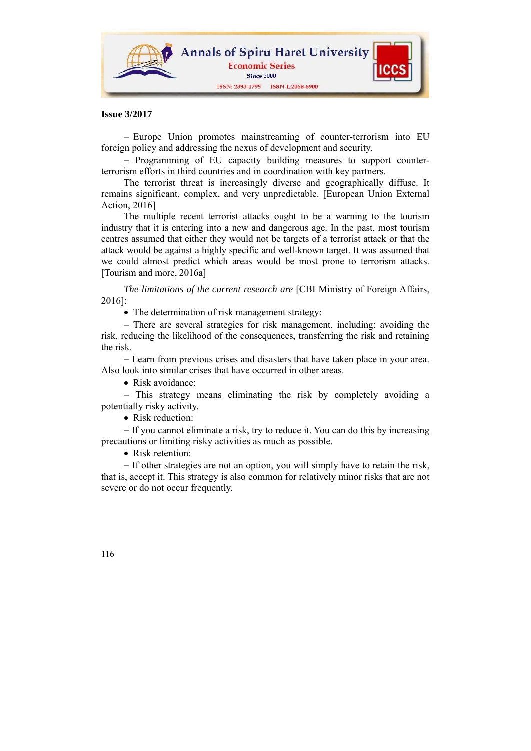– Europe Union promotes mainstreaming of counter-terrorism into EU foreign policy and addressing the nexus of development and security.

– Programming of EU capacity building measures to support counter-terrorism efforts in third countries and in coordination with key partners.

The terrorist threat is increasingly diverse and geographically diffuse. It remains significant, complex, and very unpredictable. [European Union External Action, 2016]

The multiple recent terrorist attacks ought to be a warning to the tourism industry that it is entering into a new and dangerous age. In the past, most tourism centres assumed that either they would not be targets of a terrorist attack or that the attack would be against a highly specific and well-known target. It was assumed that we could almost predict which areas would be most prone to terrorism attacks. [Tourism and more, 2016a]

*The limitations of the current research are* [CBI Ministry of Foreign Affairs, 2016]:

- The determination of risk management strategy:

– There are several strategies for risk management, including: avoiding the risk, reducing the likelihood of the consequences, transferring the risk and retaining the risk.

– Learn from previous crises and disasters that have taken place in your area. Also look into similar crises that have occurred in other areas.

- Risk avoidance:

– This strategy means eliminating the risk by completely avoiding a potentially risky activity.

- Risk reduction:

– If you cannot eliminate a risk, try to reduce it. You can do this by increasing precautions or limiting risky activities as much as possible.

- Risk retention:

– If other strategies are not an option, you will simply have to retain the risk, that is, accept it. This strategy is also common for relatively minor risks that are not severe or do not occur frequently.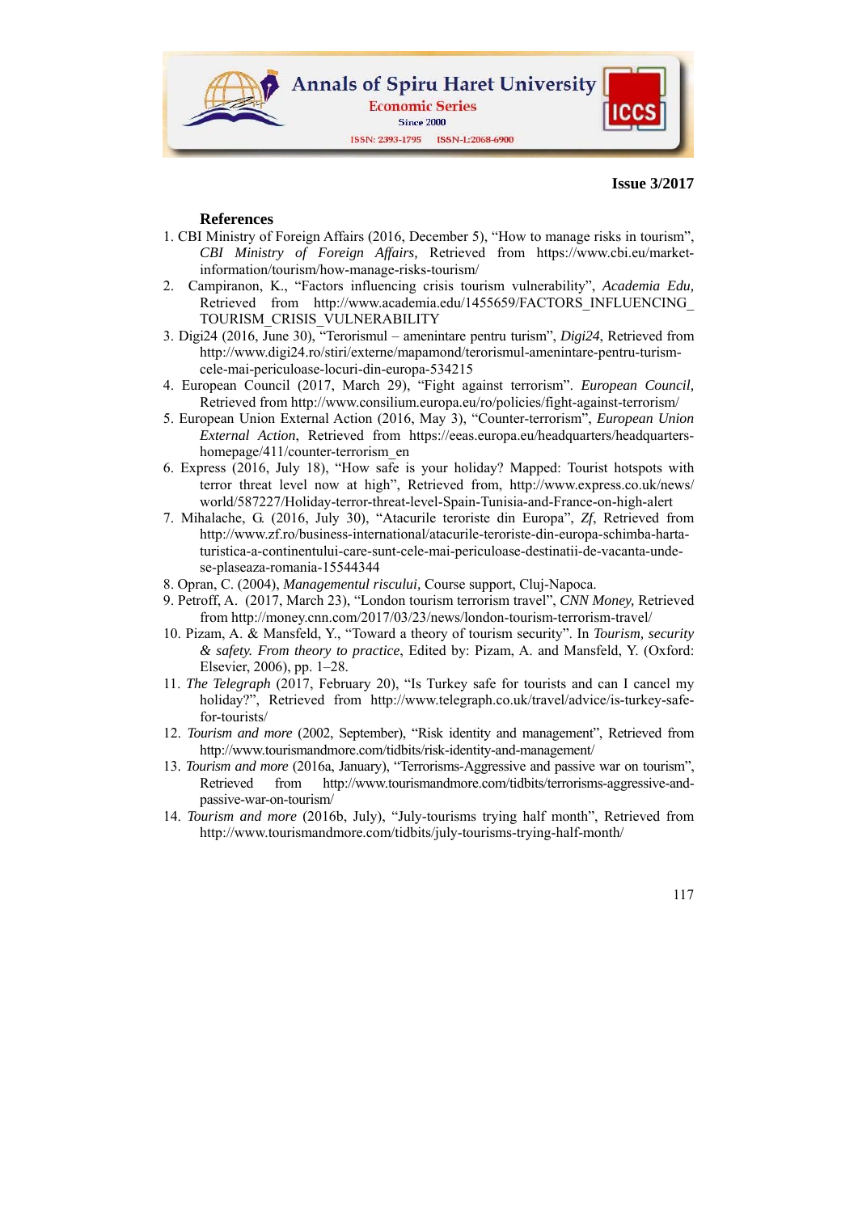**References**

1. CBI Ministry of Foreign Affairs (2016, December 5), "How to manage risks in tourism", *CBI Ministry of Foreign Affairs,* Retrieved from https://www.cbi.eu/market-information/tourism/how-manage-risks-tourism/
2. Campiranon, K., "Factors influencing crisis tourism vulnerability", *Academia Edu,* Retrieved from http://www.academia.edu/1455659/FACTORS_INFLUENCING_TOURISM_CRISIS_VULNERABILITY
3. Digi24 (2016, June 30), "Terorismul – amenintare pentru turism", *Digi24*, Retrieved from http://www.digi24.ro/stiri/externe/mapamond/terorismul-amenintare-pentru-turism-cele-mai-periculoase-locuri-din-europa-534215
4. European Council (2017, March 29), "Fight against terrorism". *European Council,* Retrieved from http://www.consilium.europa.eu/ro/policies/fight-against-terrorism/
5. European Union External Action (2016, May 3), "Counter-terrorism", *European Union External Action*, Retrieved from https://eeas.europa.eu/headquarters/headquarters-homepage/411/counter-terrorism_en
6. Express (2016, July 18), "How safe is your holiday? Mapped: Tourist hotspots with terror threat level now at high", Retrieved from, http://www.express.co.uk/news/world/587227/Holiday-terror-threat-level-Spain-Tunisia-and-France-on-high-alert
7. Mihalache, G. (2016, July 30), "Atacurile teroriste din Europa", *Zf*, Retrieved from http://www.zf.ro/business-international/atacurile-teroriste-din-europa-schimba-harta-turistica-a-continentului-care-sunt-cele-mai-periculoase-destinatii-de-vacanta-unde-se-plaseaza-romania-15544344
8. Opran, C. (2004), *Managementul riscului,* Course support, Cluj-Napoca.
9. Petroff, A. (2017, March 23), "London tourism terrorism travel", *CNN Money,* Retrieved from http://money.cnn.com/2017/03/23/news/london-tourism-terrorism-travel/
10. Pizam, A. & Mansfeld, Y., "Toward a theory of tourism security". In *Tourism, security & safety. From theory to practice*, Edited by: Pizam, A. and Mansfeld, Y. (Oxford: Elsevier, 2006), pp. 1–28.
11. *The Telegraph* (2017, February 20), "Is Turkey safe for tourists and can I cancel my holiday?", Retrieved from http://www.telegraph.co.uk/travel/advice/is-turkey-safe-for-tourists/
12. *Tourism and more* (2002, September), "Risk identity and management", Retrieved from http://www.tourismandmore.com/tidbits/risk-identity-and-management/
13. *Tourism and more* (2016a, January), "Terrorisms-Aggressive and passive war on tourism", Retrieved from http://www.tourismandmore.com/tidbits/terrorisms-aggressive-and-passive-war-on-tourism/
14. *Tourism and more* (2016b, July), "July-tourisms trying half month", Retrieved from http://www.tourismandmore.com/tidbits/july-tourisms-trying-half-month/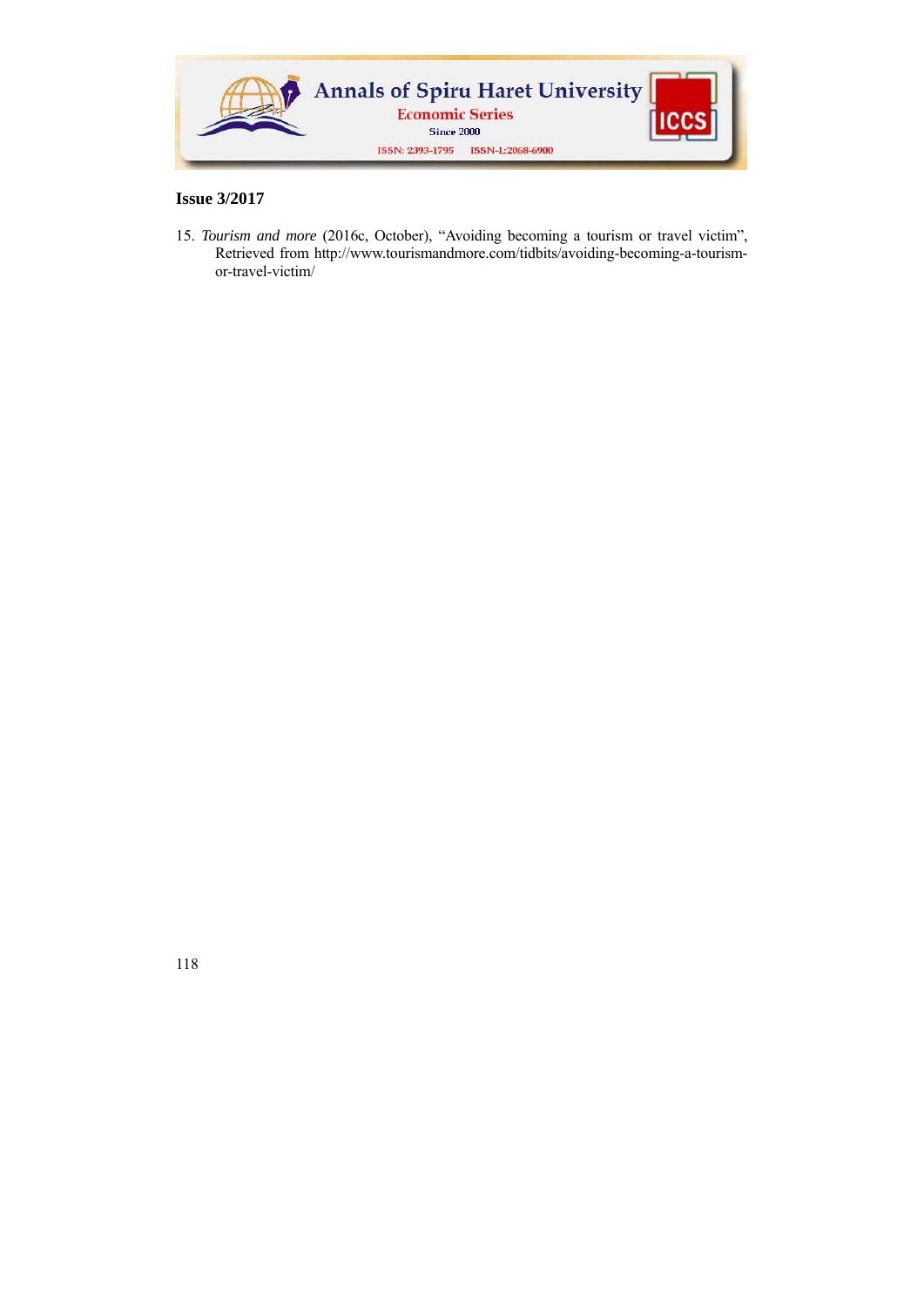15. *Tourism and more* (2016c, October), "Avoiding becoming a tourism or travel victim", Retrieved from http://www.tourismandmore.com/tidbits/avoiding-becoming-a-tourism-or-travel-victim/